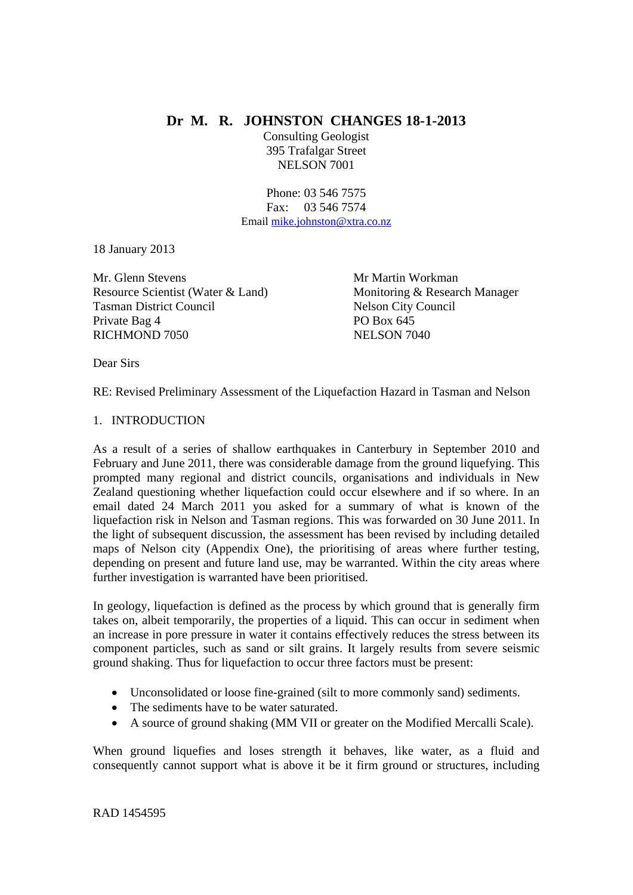# Dr M. R. JOHNSTON CHANGES 18-1-2013

Consulting Geologist
395 Trafalgar Street
NELSON 7001

Phone: 03 546 7575
Fax: 03 546 7574
Email mike.johnston@xtra.co.nz

18 January 2013

Mr. Glenn Stevens
Resource Scientist (Water & Land)
Tasman District Council
Private Bag 4
RICHMOND 7050

Mr Martin Workman
Monitoring & Research Manager
Nelson City Council
PO Box 645
NELSON 7040

Dear Sirs

RE: Revised Preliminary Assessment of the Liquefaction Hazard in Tasman and Nelson

## 1. INTRODUCTION

As a result of a series of shallow earthquakes in Canterbury in September 2010 and February and June 2011, there was considerable damage from the ground liquefying. This prompted many regional and district councils, organisations and individuals in New Zealand questioning whether liquefaction could occur elsewhere and if so where. In an email dated 24 March 2011 you asked for a summary of what is known of the liquefaction risk in Nelson and Tasman regions. This was forwarded on 30 June 2011. In the light of subsequent discussion, the assessment has been revised by including detailed maps of Nelson city (Appendix One), the prioritising of areas where further testing, depending on present and future land use, may be warranted. Within the city areas where further investigation is warranted have been prioritised.

In geology, liquefaction is defined as the process by which ground that is generally firm takes on, albeit temporarily, the properties of a liquid. This can occur in sediment when an increase in pore pressure in water it contains effectively reduces the stress between its component particles, such as sand or silt grains. It largely results from severe seismic ground shaking. Thus for liquefaction to occur three factors must be present:

- Unconsolidated or loose fine-grained (silt to more commonly sand) sediments.
- The sediments have to be water saturated.
- A source of ground shaking (MM VII or greater on the Modified Mercalli Scale).

When ground liquefies and loses strength it behaves, like water, as a fluid and consequently cannot support what is above it be it firm ground or structures, including

RAD 1454595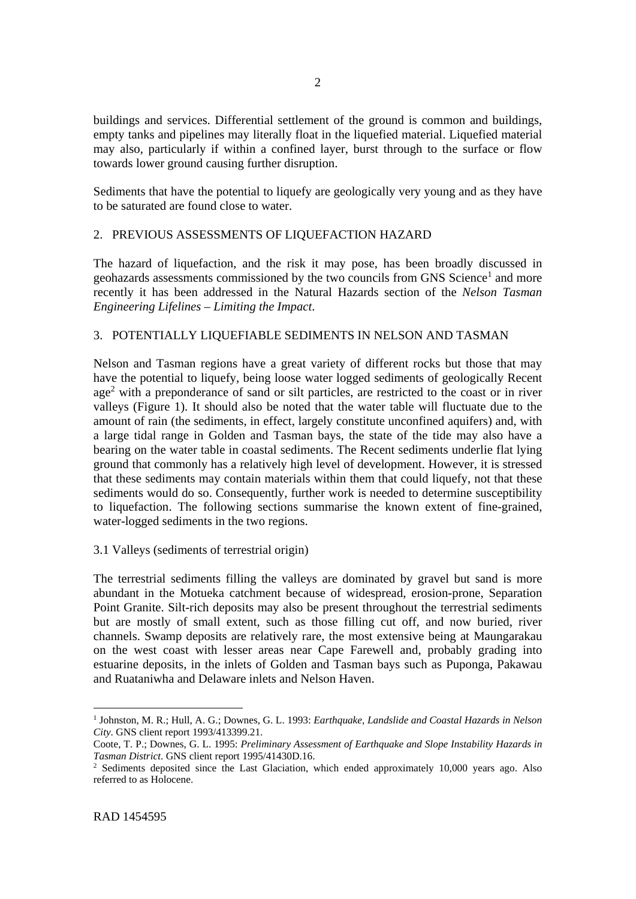buildings and services. Differential settlement of the ground is common and buildings, empty tanks and pipelines may literally float in the liquefied material. Liquefied material may also, particularly if within a confined layer, burst through to the surface or flow towards lower ground causing further disruption.

Sediments that have the potential to liquefy are geologically very young and as they have to be saturated are found close to water.

## 2. PREVIOUS ASSESSMENTS OF LIQUEFACTION HAZARD

The hazard of liquefaction, and the risk it may pose, has been broadly discussed in geohazards assessments commissioned by the two councils from GNS Science[1] and more recently it has been addressed in the Natural Hazards section of the *Nelson Tasman Engineering Lifelines – Limiting the Impact*.

## 3. POTENTIALLY LIQUEFIABLE SEDIMENTS IN NELSON AND TASMAN

Nelson and Tasman regions have a great variety of different rocks but those that may have the potential to liquefy, being loose water logged sediments of geologically Recent age[2] with a preponderance of sand or silt particles, are restricted to the coast or in river valleys (Figure 1). It should also be noted that the water table will fluctuate due to the amount of rain (the sediments, in effect, largely constitute unconfined aquifers) and, with a large tidal range in Golden and Tasman bays, the state of the tide may also have a bearing on the water table in coastal sediments. The Recent sediments underlie flat lying ground that commonly has a relatively high level of development. However, it is stressed that these sediments may contain materials within them that could liquefy, not that these sediments would do so. Consequently, further work is needed to determine susceptibility to liquefaction. The following sections summarise the known extent of fine-grained, water-logged sediments in the two regions.

### 3.1 Valleys (sediments of terrestrial origin)

The terrestrial sediments filling the valleys are dominated by gravel but sand is more abundant in the Motueka catchment because of widespread, erosion-prone, Separation Point Granite. Silt-rich deposits may also be present throughout the terrestrial sediments but are mostly of small extent, such as those filling cut off, and now buried, river channels. Swamp deposits are relatively rare, the most extensive being at Maungarakau on the west coast with lesser areas near Cape Farewell and, probably grading into estuarine deposits, in the inlets of Golden and Tasman bays such as Puponga, Pakawau and Ruataniwha and Delaware inlets and Nelson Haven.

---

[1] Johnston, M. R.; Hull, A. G.; Downes, G. L. 1993: *Earthquake, Landslide and Coastal Hazards in Nelson City*. GNS client report 1993/413399.21.

Coote, T. P.; Downes, G. L. 1995: *Preliminary Assessment of Earthquake and Slope Instability Hazards in Tasman District*. GNS client report 1995/41430D.16.

[2] Sediments deposited since the Last Glaciation, which ended approximately 10,000 years ago. Also referred to as Holocene.

RAD 1454595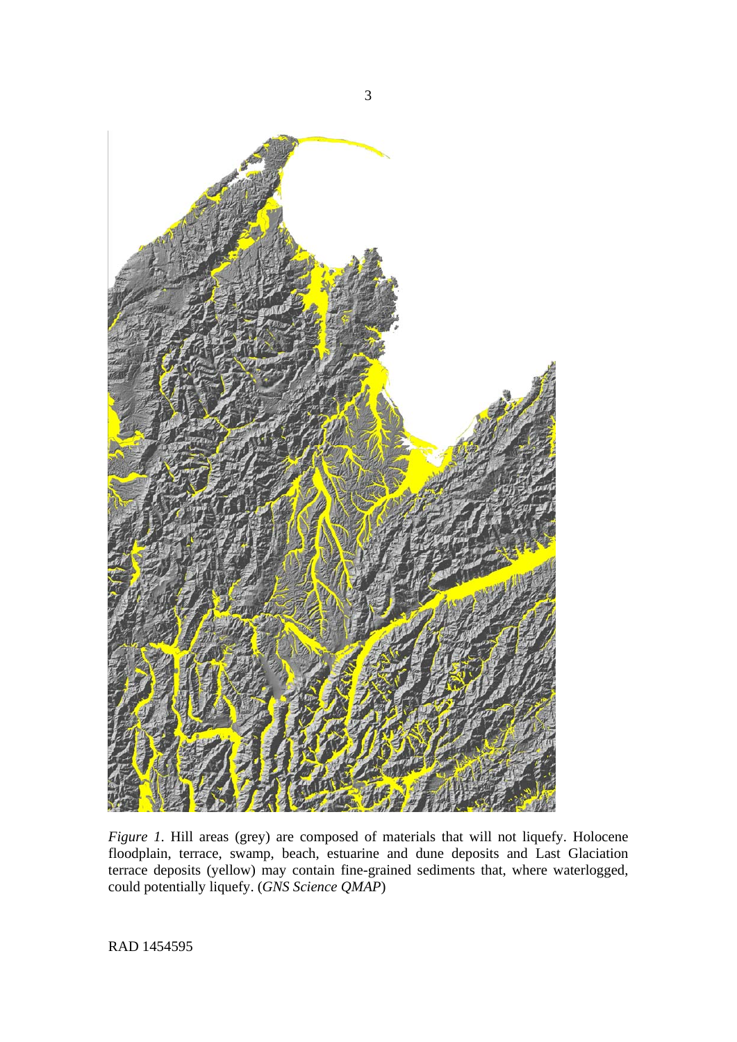*Figure 1.* Hill areas (grey) are composed of materials that will not liquefy. Holocene floodplain, terrace, swamp, beach, estuarine and dune deposits and Last Glaciation terrace deposits (yellow) may contain fine-grained sediments that, where waterlogged, could potentially liquefy. (*GNS Science QMAP*)

RAD 1454595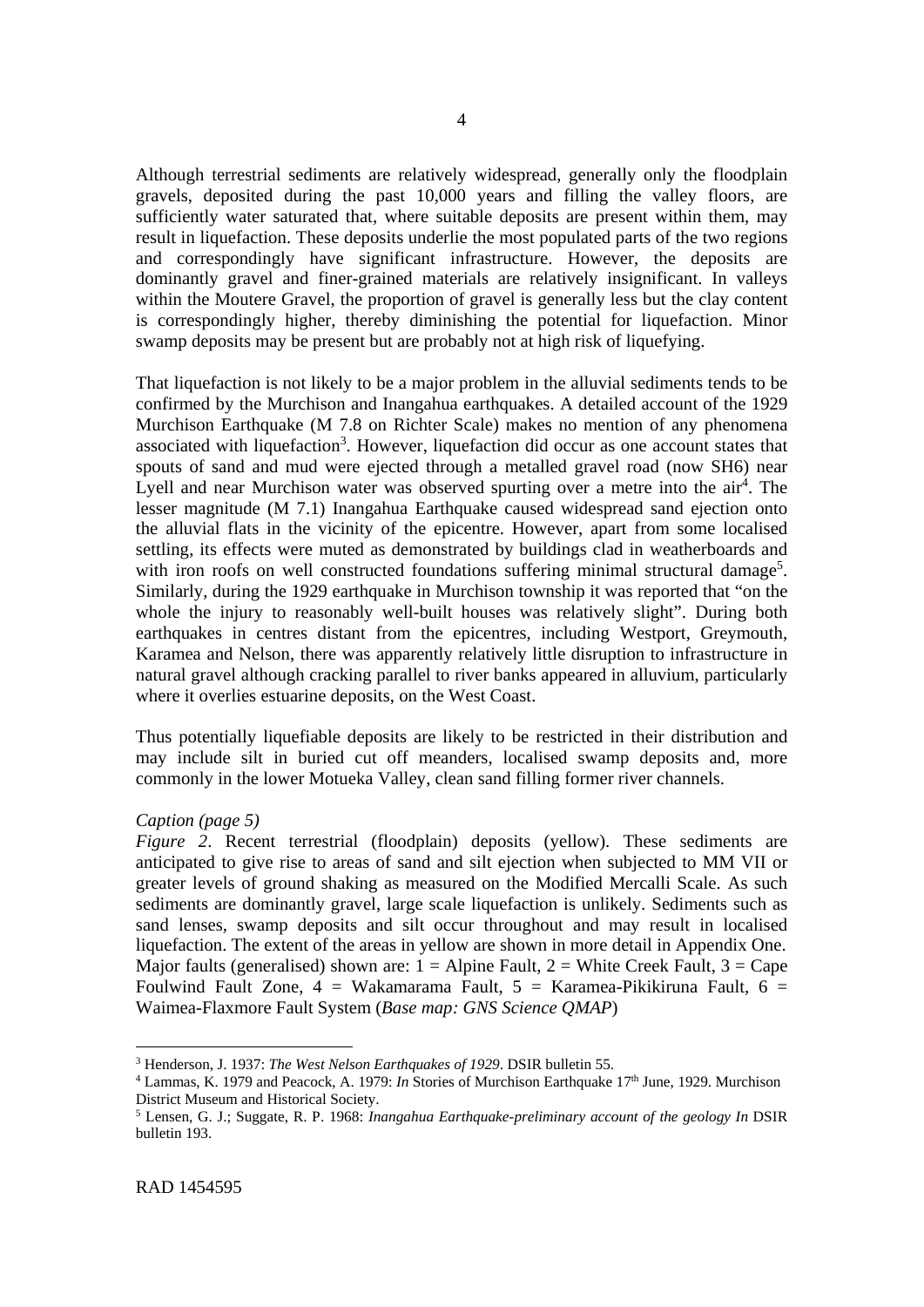Although terrestrial sediments are relatively widespread, generally only the floodplain gravels, deposited during the past 10,000 years and filling the valley floors, are sufficiently water saturated that, where suitable deposits are present within them, may result in liquefaction. These deposits underlie the most populated parts of the two regions and correspondingly have significant infrastructure. However, the deposits are dominantly gravel and finer-grained materials are relatively insignificant. In valleys within the Moutere Gravel, the proportion of gravel is generally less but the clay content is correspondingly higher, thereby diminishing the potential for liquefaction. Minor swamp deposits may be present but are probably not at high risk of liquefying.

That liquefaction is not likely to be a major problem in the alluvial sediments tends to be confirmed by the Murchison and Inangahua earthquakes. A detailed account of the 1929 Murchison Earthquake (M 7.8 on Richter Scale) makes no mention of any phenomena associated with liquefaction[3]. However, liquefaction did occur as one account states that spouts of sand and mud were ejected through a metalled gravel road (now SH6) near Lyell and near Murchison water was observed spurting over a metre into the air[4]. The lesser magnitude (M 7.1) Inangahua Earthquake caused widespread sand ejection onto the alluvial flats in the vicinity of the epicentre. However, apart from some localised settling, its effects were muted as demonstrated by buildings clad in weatherboards and with iron roofs on well constructed foundations suffering minimal structural damage[5]. Similarly, during the 1929 earthquake in Murchison township it was reported that "on the whole the injury to reasonably well-built houses was relatively slight". During both earthquakes in centres distant from the epicentres, including Westport, Greymouth, Karamea and Nelson, there was apparently relatively little disruption to infrastructure in natural gravel although cracking parallel to river banks appeared in alluvium, particularly where it overlies estuarine deposits, on the West Coast.

Thus potentially liquefiable deposits are likely to be restricted in their distribution and may include silt in buried cut off meanders, localised swamp deposits and, more commonly in the lower Motueka Valley, clean sand filling former river channels.

*Caption (page 5)*

*Figure 2*. Recent terrestrial (floodplain) deposits (yellow). These sediments are anticipated to give rise to areas of sand and silt ejection when subjected to MM VII or greater levels of ground shaking as measured on the Modified Mercalli Scale. As such sediments are dominantly gravel, large scale liquefaction is unlikely. Sediments such as sand lenses, swamp deposits and silt occur throughout and may result in localised liquefaction. The extent of the areas in yellow are shown in more detail in Appendix One. Major faults (generalised) shown are: 1 = Alpine Fault, 2 = White Creek Fault, 3 = Cape Foulwind Fault Zone, 4 = Wakamarama Fault, 5 = Karamea-Pikikiruna Fault, 6 = Waimea-Flaxmore Fault System (*Base map: GNS Science QMAP*)

[3] Henderson, J. 1937: *The West Nelson Earthquakes of 1929*. DSIR bulletin 55.

[4] Lammas, K. 1979 and Peacock, A. 1979: *In* Stories of Murchison Earthquake 17th June, 1929. Murchison District Museum and Historical Society.

[5] Lensen, G. J.; Suggate, R. P. 1968: *Inangahua Earthquake-preliminary account of the geology In* DSIR bulletin 193.

RAD 1454595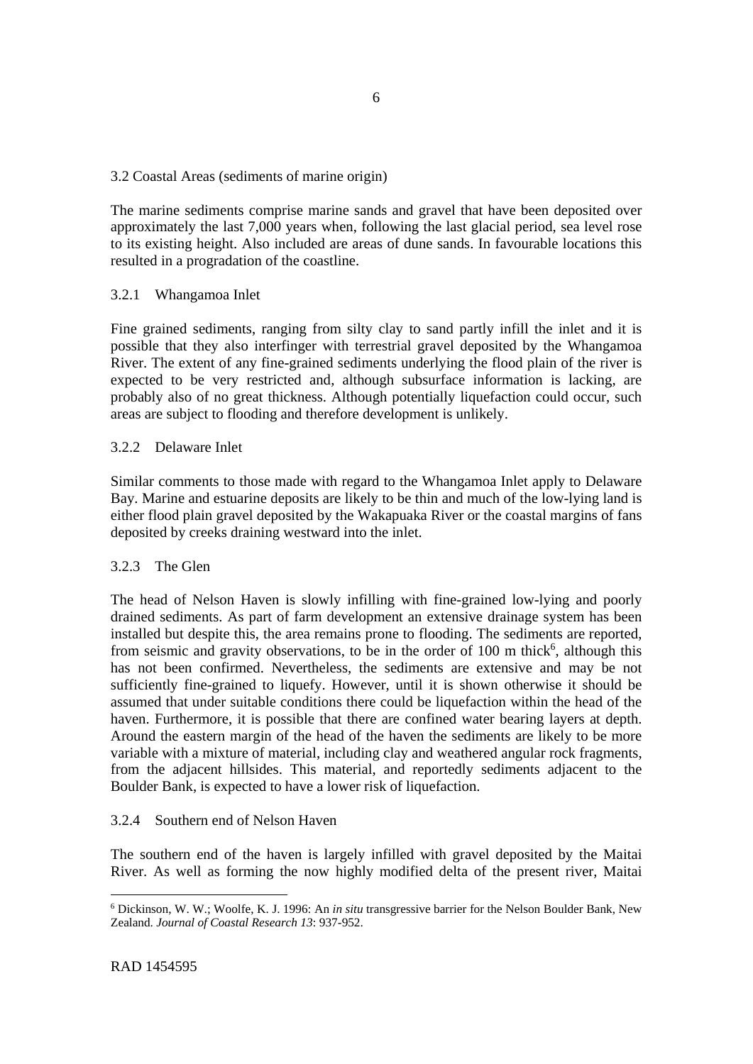## 3.2 Coastal Areas (sediments of marine origin)

The marine sediments comprise marine sands and gravel that have been deposited over approximately the last 7,000 years when, following the last glacial period, sea level rose to its existing height. Also included are areas of dune sands. In favourable locations this resulted in a progradation of the coastline.

### 3.2.1 Whangamoa Inlet

Fine grained sediments, ranging from silty clay to sand partly infill the inlet and it is possible that they also interfinger with terrestrial gravel deposited by the Whangamoa River. The extent of any fine-grained sediments underlying the flood plain of the river is expected to be very restricted and, although subsurface information is lacking, are probably also of no great thickness. Although potentially liquefaction could occur, such areas are subject to flooding and therefore development is unlikely.

### 3.2.2 Delaware Inlet

Similar comments to those made with regard to the Whangamoa Inlet apply to Delaware Bay. Marine and estuarine deposits are likely to be thin and much of the low-lying land is either flood plain gravel deposited by the Wakapuaka River or the coastal margins of fans deposited by creeks draining westward into the inlet.

### 3.2.3 The Glen

The head of Nelson Haven is slowly infilling with fine-grained low-lying and poorly drained sediments. As part of farm development an extensive drainage system has been installed but despite this, the area remains prone to flooding. The sediments are reported, from seismic and gravity observations, to be in the order of 100 m thick[6], although this has not been confirmed. Nevertheless, the sediments are extensive and may be not sufficiently fine-grained to liquefy. However, until it is shown otherwise it should be assumed that under suitable conditions there could be liquefaction within the head of the haven. Furthermore, it is possible that there are confined water bearing layers at depth. Around the eastern margin of the head of the haven the sediments are likely to be more variable with a mixture of material, including clay and weathered angular rock fragments, from the adjacent hillsides. This material, and reportedly sediments adjacent to the Boulder Bank, is expected to have a lower risk of liquefaction.

### 3.2.4 Southern end of Nelson Haven

The southern end of the haven is largely infilled with gravel deposited by the Maitai River. As well as forming the now highly modified delta of the present river, Maitai

---

[6] Dickinson, W. W.; Woolfe, K. J. 1996: An *in situ* transgressive barrier for the Nelson Boulder Bank, New Zealand. *Journal of Coastal Research 13*: 937-952.

RAD 1454595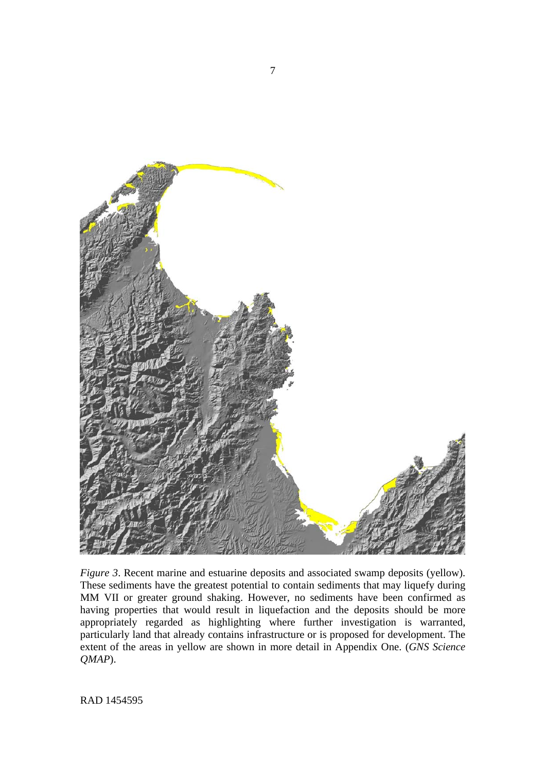*Figure 3*. Recent marine and estuarine deposits and associated swamp deposits (yellow). These sediments have the greatest potential to contain sediments that may liquefy during MM VII or greater ground shaking. However, no sediments have been confirmed as having properties that would result in liquefaction and the deposits should be more appropriately regarded as highlighting where further investigation is warranted, particularly land that already contains infrastructure or is proposed for development. The extent of the areas in yellow are shown in more detail in Appendix One. (*GNS Science QMAP*).

RAD 1454595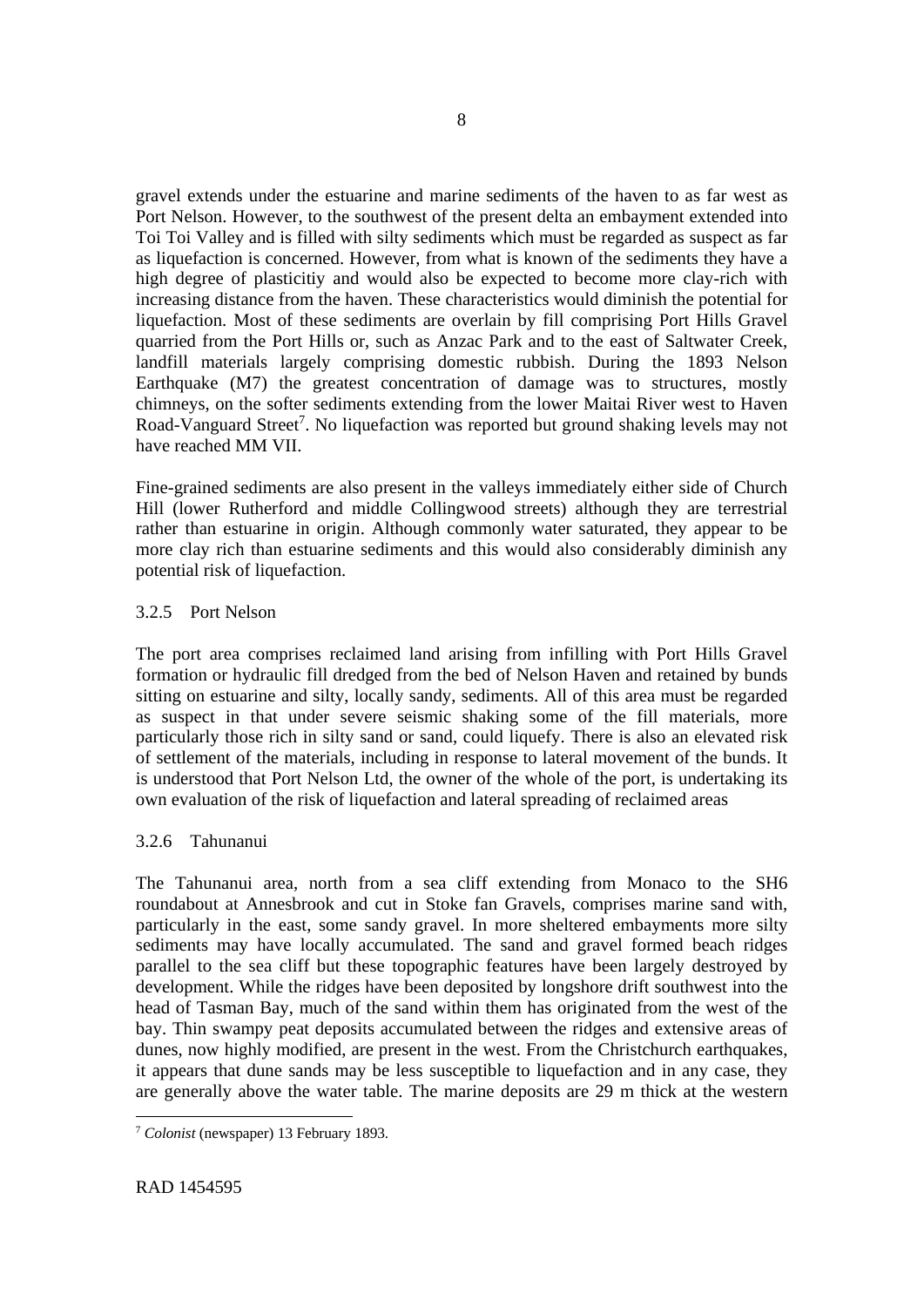gravel extends under the estuarine and marine sediments of the haven to as far west as Port Nelson. However, to the southwest of the present delta an embayment extended into Toi Toi Valley and is filled with silty sediments which must be regarded as suspect as far as liquefaction is concerned. However, from what is known of the sediments they have a high degree of plasticitiy and would also be expected to become more clay-rich with increasing distance from the haven. These characteristics would diminish the potential for liquefaction. Most of these sediments are overlain by fill comprising Port Hills Gravel quarried from the Port Hills or, such as Anzac Park and to the east of Saltwater Creek, landfill materials largely comprising domestic rubbish. During the 1893 Nelson Earthquake (M7) the greatest concentration of damage was to structures, mostly chimneys, on the softer sediments extending from the lower Maitai River west to Haven Road-Vanguard Street[7]. No liquefaction was reported but ground shaking levels may not have reached MM VII.

Fine-grained sediments are also present in the valleys immediately either side of Church Hill (lower Rutherford and middle Collingwood streets) although they are terrestrial rather than estuarine in origin. Although commonly water saturated, they appear to be more clay rich than estuarine sediments and this would also considerably diminish any potential risk of liquefaction.

### 3.2.5 Port Nelson

The port area comprises reclaimed land arising from infilling with Port Hills Gravel formation or hydraulic fill dredged from the bed of Nelson Haven and retained by bunds sitting on estuarine and silty, locally sandy, sediments. All of this area must be regarded as suspect in that under severe seismic shaking some of the fill materials, more particularly those rich in silty sand or sand, could liquefy. There is also an elevated risk of settlement of the materials, including in response to lateral movement of the bunds. It is understood that Port Nelson Ltd, the owner of the whole of the port, is undertaking its own evaluation of the risk of liquefaction and lateral spreading of reclaimed areas

### 3.2.6 Tahunanui

The Tahunanui area, north from a sea cliff extending from Monaco to the SH6 roundabout at Annesbrook and cut in Stoke fan Gravels, comprises marine sand with, particularly in the east, some sandy gravel. In more sheltered embayments more silty sediments may have locally accumulated. The sand and gravel formed beach ridges parallel to the sea cliff but these topographic features have been largely destroyed by development. While the ridges have been deposited by longshore drift southwest into the head of Tasman Bay, much of the sand within them has originated from the west of the bay. Thin swampy peat deposits accumulated between the ridges and extensive areas of dunes, now highly modified, are present in the west. From the Christchurch earthquakes, it appears that dune sands may be less susceptible to liquefaction and in any case, they are generally above the water table. The marine deposits are 29 m thick at the western

[7] *Colonist* (newspaper) 13 February 1893.

RAD 1454595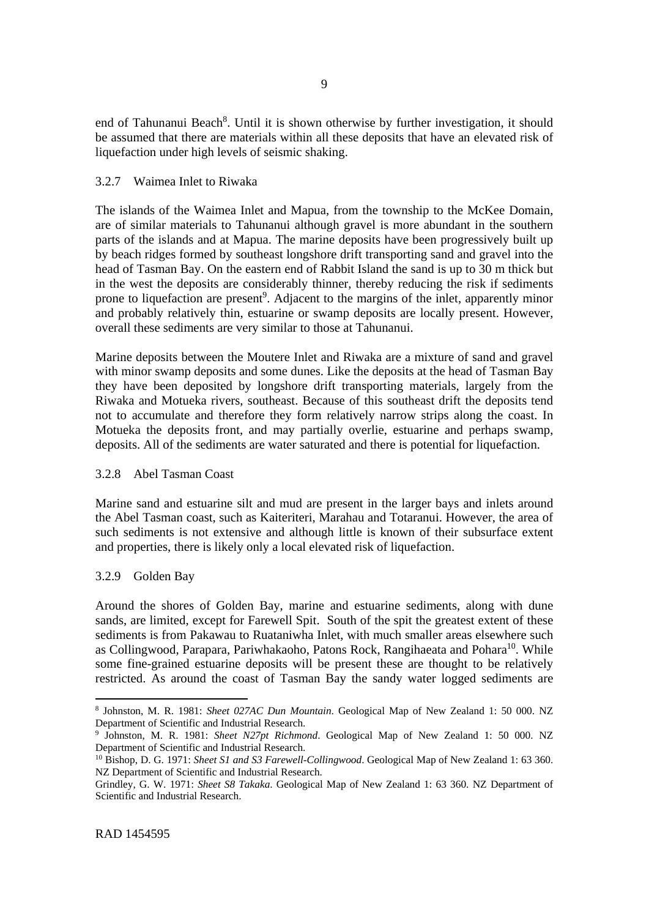end of Tahunanui Beach[8]. Until it is shown otherwise by further investigation, it should be assumed that there are materials within all these deposits that have an elevated risk of liquefaction under high levels of seismic shaking.

### 3.2.7 Waimea Inlet to Riwaka

The islands of the Waimea Inlet and Mapua, from the township to the McKee Domain, are of similar materials to Tahunanui although gravel is more abundant in the southern parts of the islands and at Mapua. The marine deposits have been progressively built up by beach ridges formed by southeast longshore drift transporting sand and gravel into the head of Tasman Bay. On the eastern end of Rabbit Island the sand is up to 30 m thick but in the west the deposits are considerably thinner, thereby reducing the risk if sediments prone to liquefaction are present[9]. Adjacent to the margins of the inlet, apparently minor and probably relatively thin, estuarine or swamp deposits are locally present. However, overall these sediments are very similar to those at Tahunanui.

Marine deposits between the Moutere Inlet and Riwaka are a mixture of sand and gravel with minor swamp deposits and some dunes. Like the deposits at the head of Tasman Bay they have been deposited by longshore drift transporting materials, largely from the Riwaka and Motueka rivers, southeast. Because of this southeast drift the deposits tend not to accumulate and therefore they form relatively narrow strips along the coast. In Motueka the deposits front, and may partially overlie, estuarine and perhaps swamp, deposits. All of the sediments are water saturated and there is potential for liquefaction.

### 3.2.8 Abel Tasman Coast

Marine sand and estuarine silt and mud are present in the larger bays and inlets around the Abel Tasman coast, such as Kaiteriteri, Marahau and Totaranui. However, the area of such sediments is not extensive and although little is known of their subsurface extent and properties, there is likely only a local elevated risk of liquefaction.

### 3.2.9 Golden Bay

Around the shores of Golden Bay, marine and estuarine sediments, along with dune sands, are limited, except for Farewell Spit. South of the spit the greatest extent of these sediments is from Pakawau to Ruataniwha Inlet, with much smaller areas elsewhere such as Collingwood, Parapara, Pariwhakaoho, Patons Rock, Rangihaeata and Pohara[10]. While some fine-grained estuarine deposits will be present these are thought to be relatively restricted. As around the coast of Tasman Bay the sandy water logged sediments are

---

[8] Johnston, M. R. 1981: *Sheet 027AC Dun Mountain*. Geological Map of New Zealand 1: 50 000. NZ Department of Scientific and Industrial Research.

[9] Johnston, M. R. 1981: *Sheet N27pt Richmond*. Geological Map of New Zealand 1: 50 000. NZ Department of Scientific and Industrial Research.

[10] Bishop, D. G. 1971: *Sheet S1 and S3 Farewell-Collingwood*. Geological Map of New Zealand 1: 63 360. NZ Department of Scientific and Industrial Research.

Grindley, G. W. 1971: *Sheet S8 Takaka*. Geological Map of New Zealand 1: 63 360. NZ Department of Scientific and Industrial Research.

RAD 1454595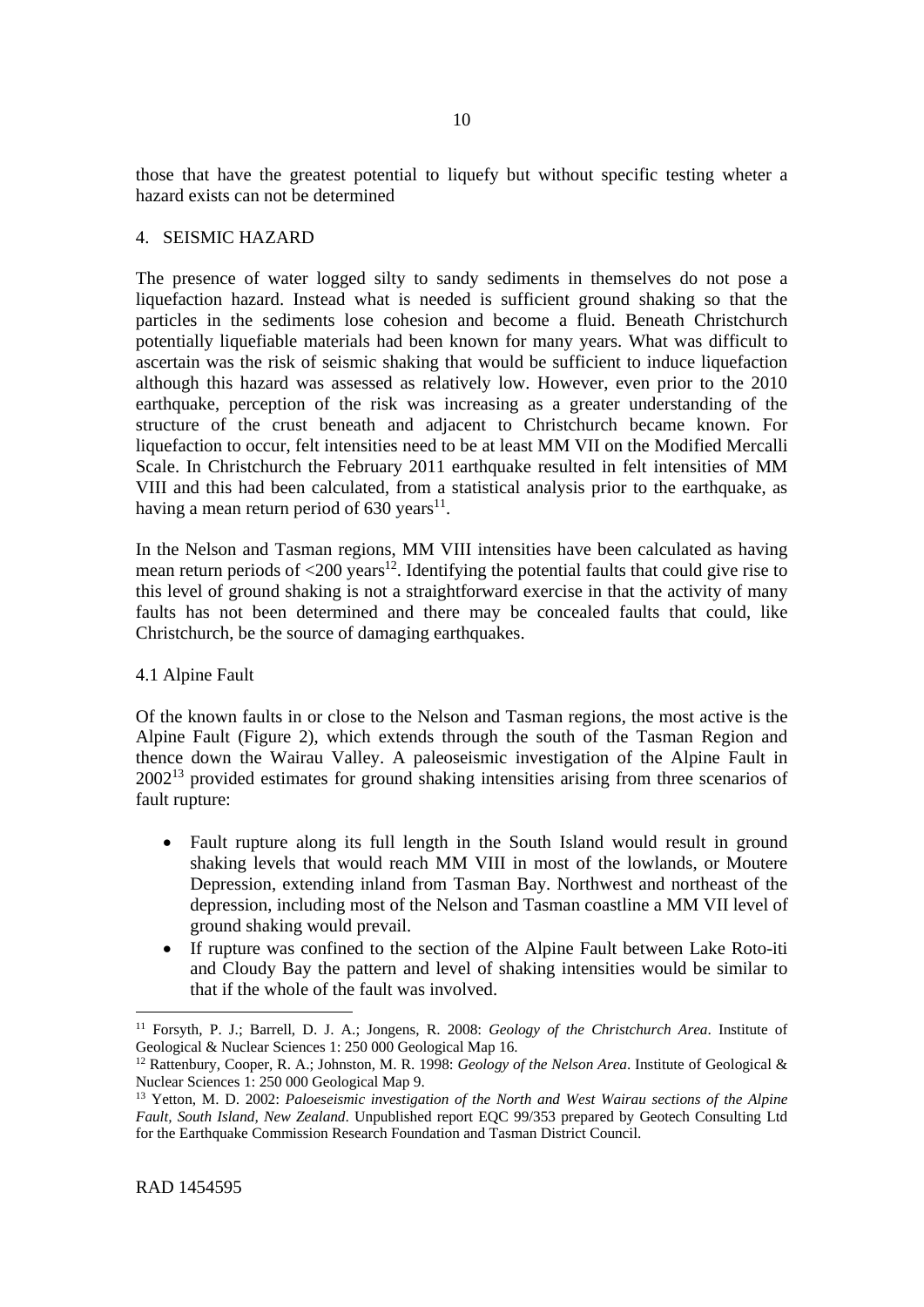those that have the greatest potential to liquefy but without specific testing wheter a hazard exists can not be determined

## 4. SEISMIC HAZARD

The presence of water logged silty to sandy sediments in themselves do not pose a liquefaction hazard. Instead what is needed is sufficient ground shaking so that the particles in the sediments lose cohesion and become a fluid. Beneath Christchurch potentially liquefiable materials had been known for many years. What was difficult to ascertain was the risk of seismic shaking that would be sufficient to induce liquefaction although this hazard was assessed as relatively low. However, even prior to the 2010 earthquake, perception of the risk was increasing as a greater understanding of the structure of the crust beneath and adjacent to Christchurch became known. For liquefaction to occur, felt intensities need to be at least MM VII on the Modified Mercalli Scale. In Christchurch the February 2011 earthquake resulted in felt intensities of MM VIII and this had been calculated, from a statistical analysis prior to the earthquake, as having a mean return period of 630 years[11].

In the Nelson and Tasman regions, MM VIII intensities have been calculated as having mean return periods of <200 years[12]. Identifying the potential faults that could give rise to this level of ground shaking is not a straightforward exercise in that the activity of many faults has not been determined and there may be concealed faults that could, like Christchurch, be the source of damaging earthquakes.

### 4.1 Alpine Fault

Of the known faults in or close to the Nelson and Tasman regions, the most active is the Alpine Fault (Figure 2), which extends through the south of the Tasman Region and thence down the Wairau Valley. A paleoseismic investigation of the Alpine Fault in 2002[13] provided estimates for ground shaking intensities arising from three scenarios of fault rupture:

- Fault rupture along its full length in the South Island would result in ground shaking levels that would reach MM VIII in most of the lowlands, or Moutere Depression, extending inland from Tasman Bay. Northwest and northeast of the depression, including most of the Nelson and Tasman coastline a MM VII level of ground shaking would prevail.
- If rupture was confined to the section of the Alpine Fault between Lake Roto-iti and Cloudy Bay the pattern and level of shaking intensities would be similar to that if the whole of the fault was involved.

---

[11] Forsyth, P. J.; Barrell, D. J. A.; Jongens, R. 2008: *Geology of the Christchurch Area*. Institute of Geological & Nuclear Sciences 1: 250 000 Geological Map 16.

[12] Rattenbury, Cooper, R. A.; Johnston, M. R. 1998: *Geology of the Nelson Area*. Institute of Geological & Nuclear Sciences 1: 250 000 Geological Map 9.

[13] Yetton, M. D. 2002: *Paloeseismic investigation of the North and West Wairau sections of the Alpine Fault, South Island, New Zealand*. Unpublished report EQC 99/353 prepared by Geotech Consulting Ltd for the Earthquake Commission Research Foundation and Tasman District Council.

RAD 1454595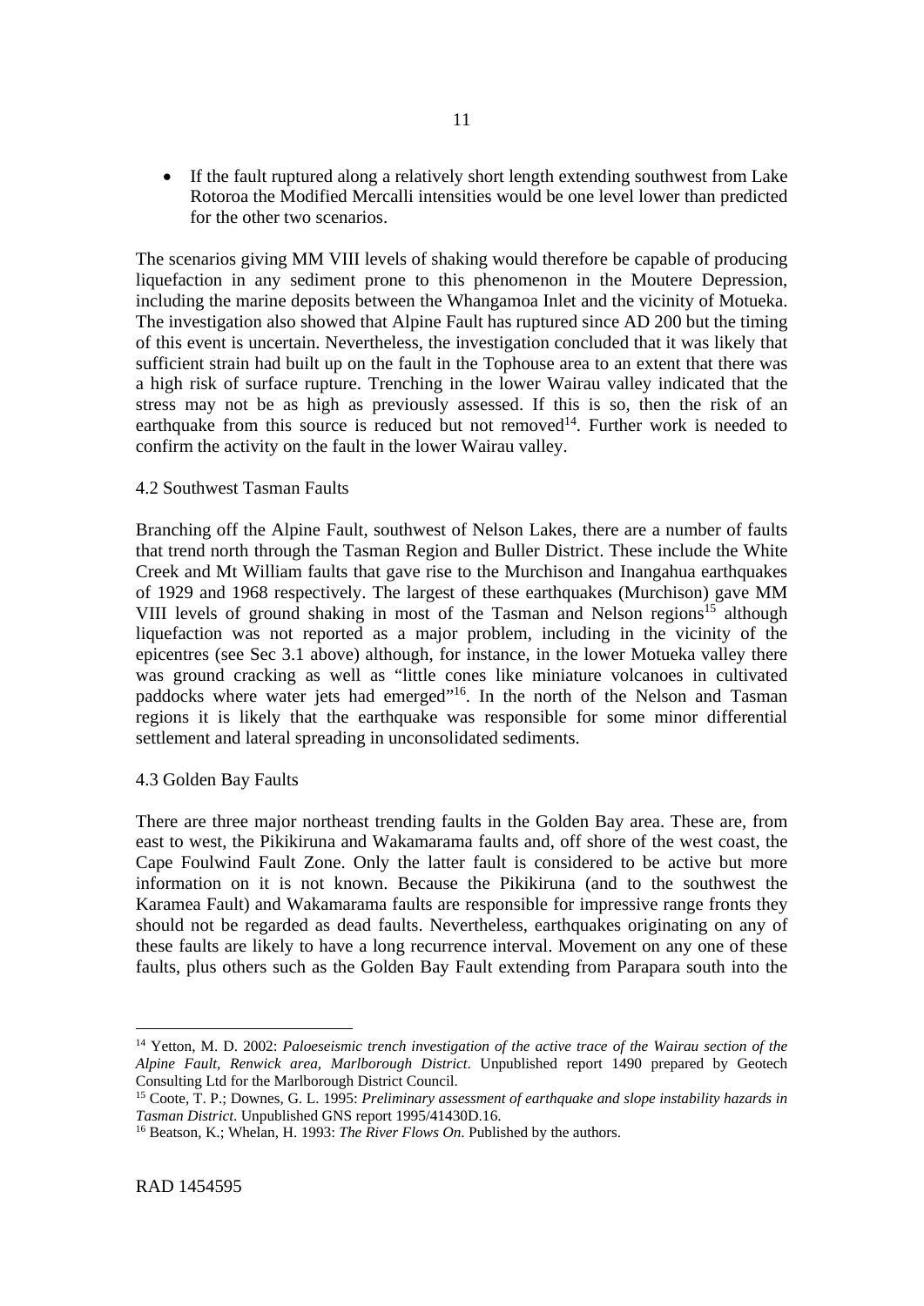- If the fault ruptured along a relatively short length extending southwest from Lake Rotoroa the Modified Mercalli intensities would be one level lower than predicted for the other two scenarios.

The scenarios giving MM VIII levels of shaking would therefore be capable of producing liquefaction in any sediment prone to this phenomenon in the Moutere Depression, including the marine deposits between the Whangamoa Inlet and the vicinity of Motueka. The investigation also showed that Alpine Fault has ruptured since AD 200 but the timing of this event is uncertain. Nevertheless, the investigation concluded that it was likely that sufficient strain had built up on the fault in the Tophouse area to an extent that there was a high risk of surface rupture. Trenching in the lower Wairau valley indicated that the stress may not be as high as previously assessed. If this is so, then the risk of an earthquake from this source is reduced but not removed[14]. Further work is needed to confirm the activity on the fault in the lower Wairau valley.

## 4.2 Southwest Tasman Faults

Branching off the Alpine Fault, southwest of Nelson Lakes, there are a number of faults that trend north through the Tasman Region and Buller District. These include the White Creek and Mt William faults that gave rise to the Murchison and Inangahua earthquakes of 1929 and 1968 respectively. The largest of these earthquakes (Murchison) gave MM VIII levels of ground shaking in most of the Tasman and Nelson regions[15] although liquefaction was not reported as a major problem, including in the vicinity of the epicentres (see Sec 3.1 above) although, for instance, in the lower Motueka valley there was ground cracking as well as "little cones like miniature volcanoes in cultivated paddocks where water jets had emerged"[16]. In the north of the Nelson and Tasman regions it is likely that the earthquake was responsible for some minor differential settlement and lateral spreading in unconsolidated sediments.

## 4.3 Golden Bay Faults

There are three major northeast trending faults in the Golden Bay area. These are, from east to west, the Pikikiruna and Wakamarama faults and, off shore of the west coast, the Cape Foulwind Fault Zone. Only the latter fault is considered to be active but more information on it is not known. Because the Pikikiruna (and to the southwest the Karamea Fault) and Wakamarama faults are responsible for impressive range fronts they should not be regarded as dead faults. Nevertheless, earthquakes originating on any of these faults are likely to have a long recurrence interval. Movement on any one of these faults, plus others such as the Golden Bay Fault extending from Parapara south into the

---

[14] Yetton, M. D. 2002: *Paloeseismic trench investigation of the active trace of the Wairau section of the Alpine Fault, Renwick area, Marlborough District*. Unpublished report 1490 prepared by Geotech Consulting Ltd for the Marlborough District Council.

[15] Coote, T. P.; Downes, G. L. 1995: *Preliminary assessment of earthquake and slope instability hazards in Tasman District*. Unpublished GNS report 1995/41430D.16.

[16] Beatson, K.; Whelan, H. 1993: *The River Flows On*. Published by the authors.

RAD 1454595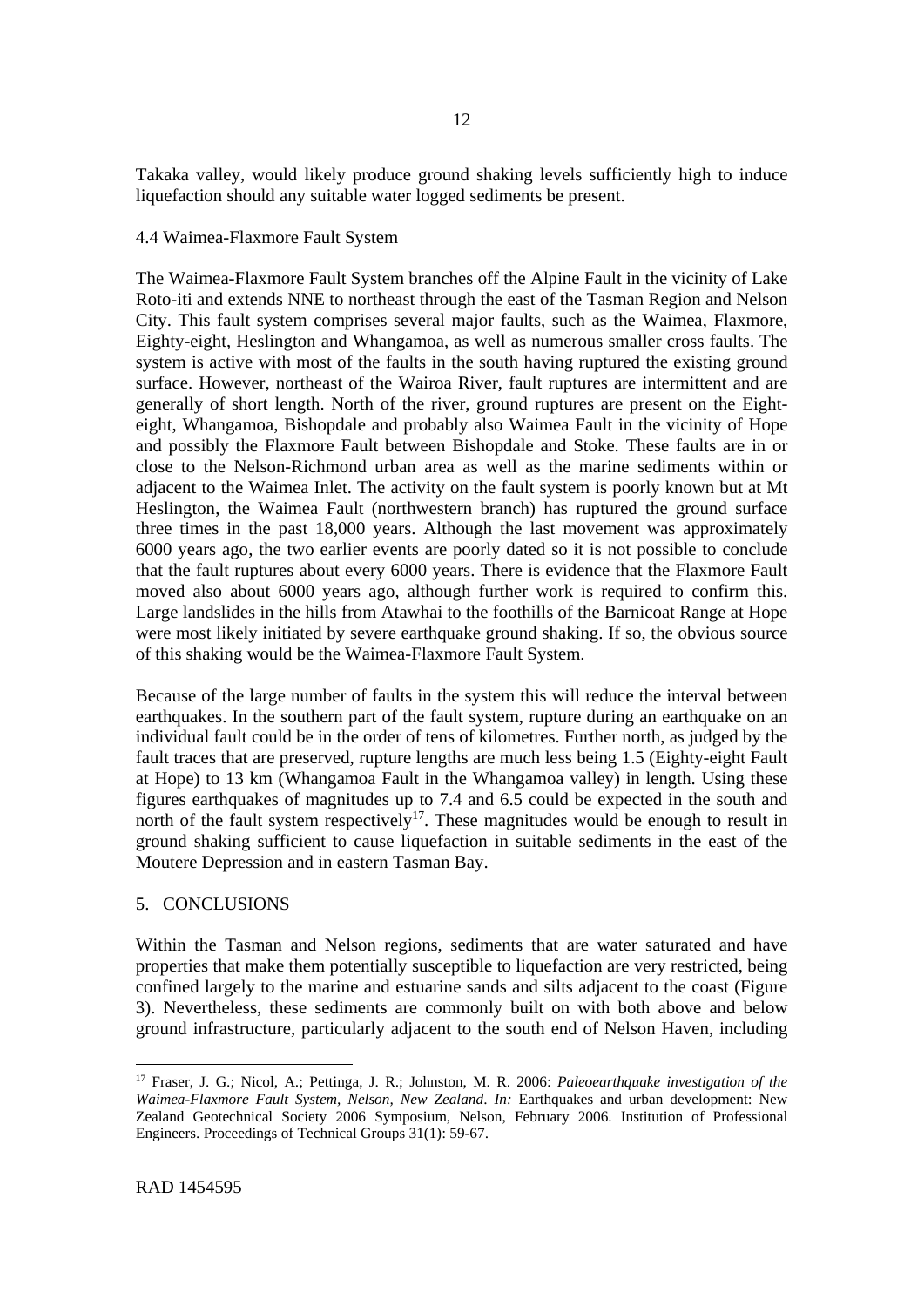Takaka valley, would likely produce ground shaking levels sufficiently high to induce liquefaction should any suitable water logged sediments be present.

### 4.4 Waimea-Flaxmore Fault System

The Waimea-Flaxmore Fault System branches off the Alpine Fault in the vicinity of Lake Roto-iti and extends NNE to northeast through the east of the Tasman Region and Nelson City. This fault system comprises several major faults, such as the Waimea, Flaxmore, Eighty-eight, Heslington and Whangamoa, as well as numerous smaller cross faults. The system is active with most of the faults in the south having ruptured the existing ground surface. However, northeast of the Wairoa River, fault ruptures are intermittent and are generally of short length. North of the river, ground ruptures are present on the Eight-eight, Whangamoa, Bishopdale and probably also Waimea Fault in the vicinity of Hope and possibly the Flaxmore Fault between Bishopdale and Stoke. These faults are in or close to the Nelson-Richmond urban area as well as the marine sediments within or adjacent to the Waimea Inlet. The activity on the fault system is poorly known but at Mt Heslington, the Waimea Fault (northwestern branch) has ruptured the ground surface three times in the past 18,000 years. Although the last movement was approximately 6000 years ago, the two earlier events are poorly dated so it is not possible to conclude that the fault ruptures about every 6000 years. There is evidence that the Flaxmore Fault moved also about 6000 years ago, although further work is required to confirm this. Large landslides in the hills from Atawhai to the foothills of the Barnicoat Range at Hope were most likely initiated by severe earthquake ground shaking. If so, the obvious source of this shaking would be the Waimea-Flaxmore Fault System.

Because of the large number of faults in the system this will reduce the interval between earthquakes. In the southern part of the fault system, rupture during an earthquake on an individual fault could be in the order of tens of kilometres. Further north, as judged by the fault traces that are preserved, rupture lengths are much less being 1.5 (Eighty-eight Fault at Hope) to 13 km (Whangamoa Fault in the Whangamoa valley) in length. Using these figures earthquakes of magnitudes up to 7.4 and 6.5 could be expected in the south and north of the fault system respectively[17]. These magnitudes would be enough to result in ground shaking sufficient to cause liquefaction in suitable sediments in the east of the Moutere Depression and in eastern Tasman Bay.

## 5. CONCLUSIONS

Within the Tasman and Nelson regions, sediments that are water saturated and have properties that make them potentially susceptible to liquefaction are very restricted, being confined largely to the marine and estuarine sands and silts adjacent to the coast (Figure 3). Nevertheless, these sediments are commonly built on with both above and below ground infrastructure, particularly adjacent to the south end of Nelson Haven, including

---

[17] Fraser, J. G.; Nicol, A.; Pettinga, J. R.; Johnston, M. R. 2006: *Paleoearthquake investigation of the Waimea-Flaxmore Fault System, Nelson, New Zealand*. *In:* Earthquakes and urban development: New Zealand Geotechnical Society 2006 Symposium, Nelson, February 2006. Institution of Professional Engineers. Proceedings of Technical Groups 31(1): 59-67.

RAD 1454595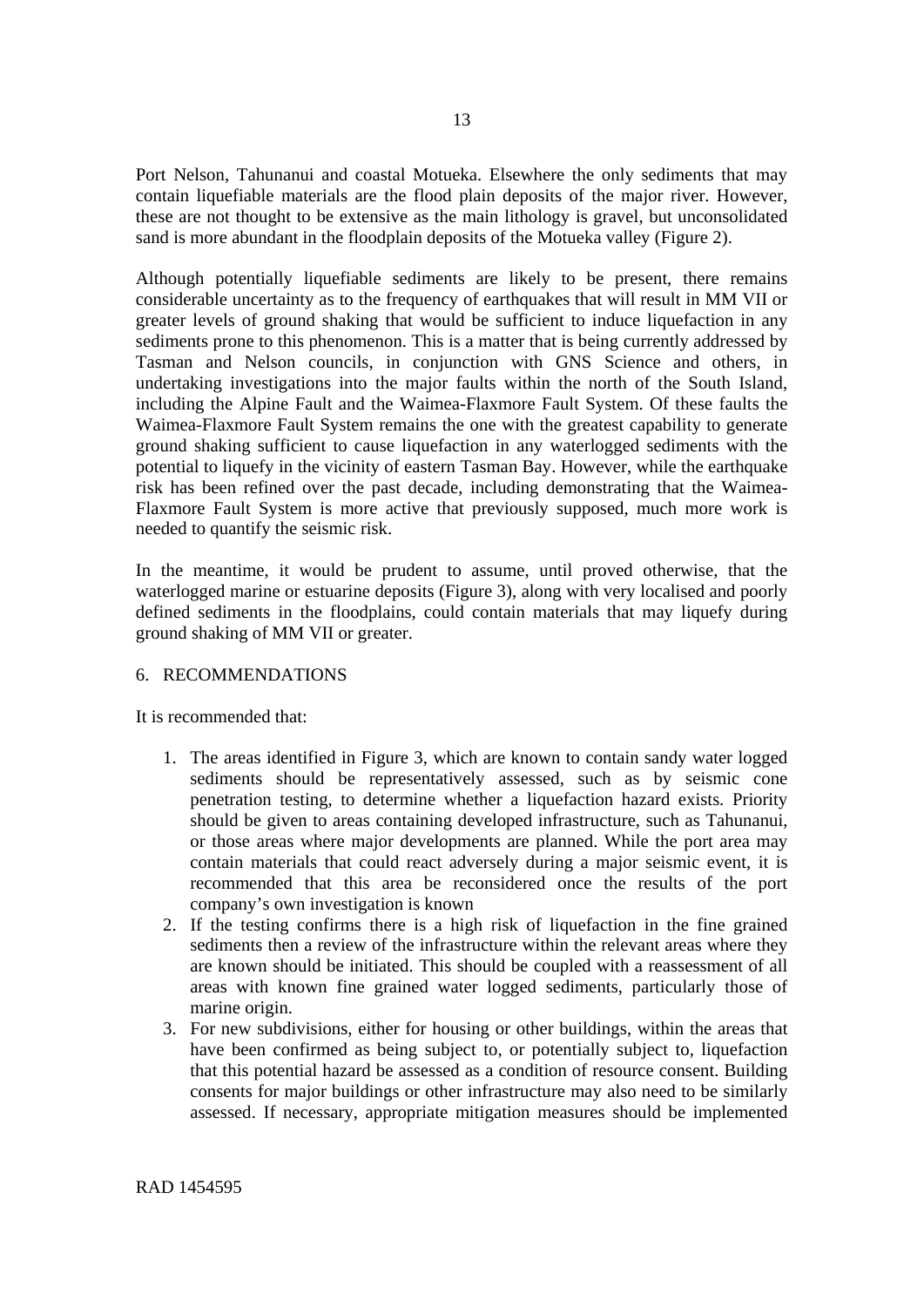Port Nelson, Tahunanui and coastal Motueka. Elsewhere the only sediments that may contain liquefiable materials are the flood plain deposits of the major river. However, these are not thought to be extensive as the main lithology is gravel, but unconsolidated sand is more abundant in the floodplain deposits of the Motueka valley (Figure 2).

Although potentially liquefiable sediments are likely to be present, there remains considerable uncertainty as to the frequency of earthquakes that will result in MM VII or greater levels of ground shaking that would be sufficient to induce liquefaction in any sediments prone to this phenomenon. This is a matter that is being currently addressed by Tasman and Nelson councils, in conjunction with GNS Science and others, in undertaking investigations into the major faults within the north of the South Island, including the Alpine Fault and the Waimea-Flaxmore Fault System. Of these faults the Waimea-Flaxmore Fault System remains the one with the greatest capability to generate ground shaking sufficient to cause liquefaction in any waterlogged sediments with the potential to liquefy in the vicinity of eastern Tasman Bay. However, while the earthquake risk has been refined over the past decade, including demonstrating that the Waimea-Flaxmore Fault System is more active that previously supposed, much more work is needed to quantify the seismic risk.

In the meantime, it would be prudent to assume, until proved otherwise, that the waterlogged marine or estuarine deposits (Figure 3), along with very localised and poorly defined sediments in the floodplains, could contain materials that may liquefy during ground shaking of MM VII or greater.

## 6. RECOMMENDATIONS

It is recommended that:

1. The areas identified in Figure 3, which are known to contain sandy water logged sediments should be representatively assessed, such as by seismic cone penetration testing, to determine whether a liquefaction hazard exists. Priority should be given to areas containing developed infrastructure, such as Tahunanui, or those areas where major developments are planned. While the port area may contain materials that could react adversely during a major seismic event, it is recommended that this area be reconsidered once the results of the port company's own investigation is known
2. If the testing confirms there is a high risk of liquefaction in the fine grained sediments then a review of the infrastructure within the relevant areas where they are known should be initiated. This should be coupled with a reassessment of all areas with known fine grained water logged sediments, particularly those of marine origin.
3. For new subdivisions, either for housing or other buildings, within the areas that have been confirmed as being subject to, or potentially subject to, liquefaction that this potential hazard be assessed as a condition of resource consent. Building consents for major buildings or other infrastructure may also need to be similarly assessed. If necessary, appropriate mitigation measures should be implemented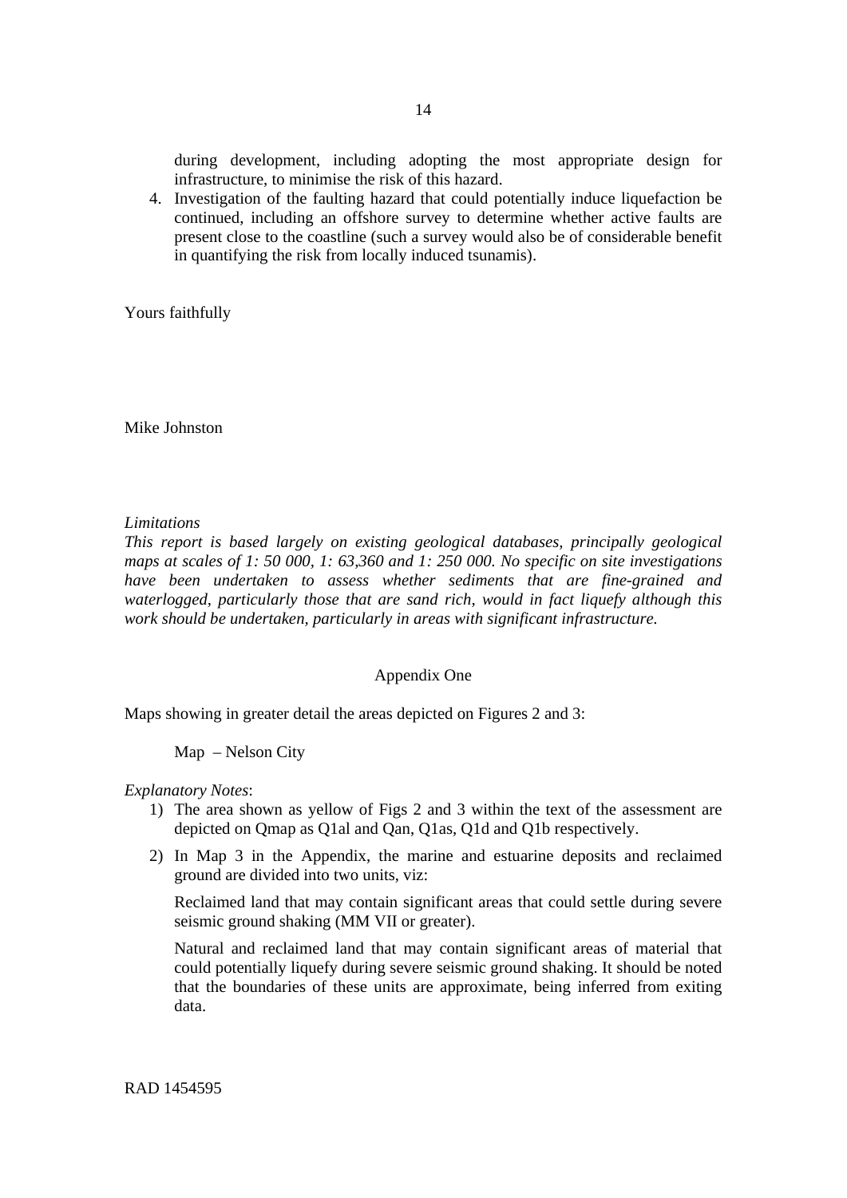during development, including adopting the most appropriate design for infrastructure, to minimise the risk of this hazard.

4. Investigation of the faulting hazard that could potentially induce liquefaction be continued, including an offshore survey to determine whether active faults are present close to the coastline (such a survey would also be of considerable benefit in quantifying the risk from locally induced tsunamis).

Yours faithfully

Mike Johnston

*Limitations*
*This report is based largely on existing geological databases, principally geological maps at scales of 1: 50 000, 1: 63,360 and 1: 250 000. No specific on site investigations have been undertaken to assess whether sediments that are fine-grained and waterlogged, particularly those that are sand rich, would in fact liquefy although this work should be undertaken, particularly in areas with significant infrastructure.*

## Appendix One

Maps showing in greater detail the areas depicted on Figures 2 and 3:

Map – Nelson City

*Explanatory Notes*:

1) The area shown as yellow of Figs 2 and 3 within the text of the assessment are depicted on Qmap as Q1al and Qan, Q1as, Q1d and Q1b respectively.
2) In Map 3 in the Appendix, the marine and estuarine deposits and reclaimed ground are divided into two units, viz:

   Reclaimed land that may contain significant areas that could settle during severe seismic ground shaking (MM VII or greater).

   Natural and reclaimed land that may contain significant areas of material that could potentially liquefy during severe seismic ground shaking. It should be noted that the boundaries of these units are approximate, being inferred from exiting data.

RAD 1454595